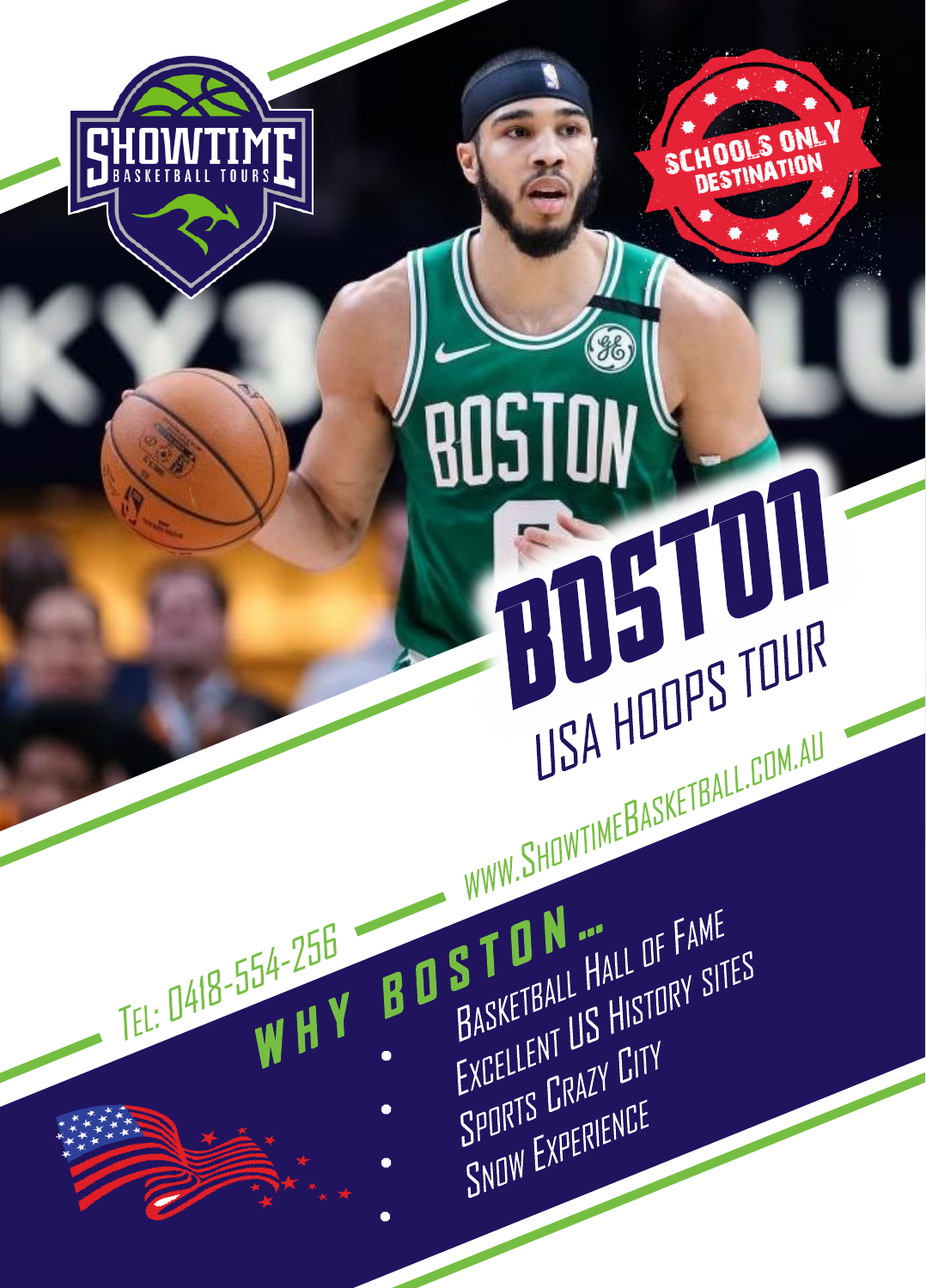SHOWTIME BASKETBALL TOURS

SCHOOLS ONLY DESTINATION

# BOSTON

## USA HOOPS TOUR

WWW.SHOWTIMEBASKETBALL.COM.AU

TEL: 0418-554-256

### WHY BOSTON...

- Basketball Hall of Fame
- Excellent US History sites
- Sports Crazy City
- Snow Experience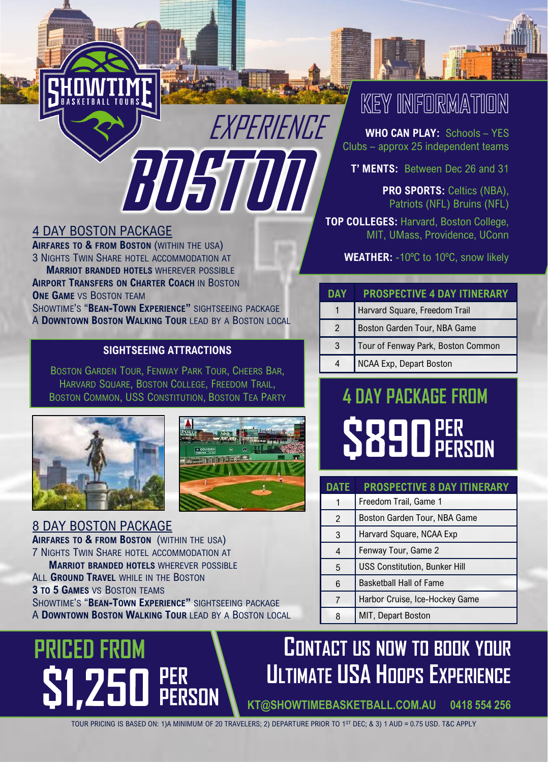# EXPERIENCE BOSTON

## 4 DAY BOSTON PACKAGE

**AIRFARES TO & FROM BOSTON** (WITHIN THE USA)
3 NIGHTS TWIN SHARE HOTEL ACCOMMODATION AT **MARRIOT BRANDED HOTELS** WHEREVER POSSIBLE
**AIRPORT TRANSFERS ON CHARTER COACH** IN BOSTON
**ONE GAME** VS BOSTON TEAM
SHOWTIME'S **"BEAN-TOWN EXPERIENCE"** SIGHTSEEING PACKAGE
A **DOWNTOWN BOSTON WALKING TOUR** LEAD BY A BOSTON LOCAL

### SIGHTSEEING ATTRACTIONS

BOSTON GARDEN TOUR, FENWAY PARK TOUR, CHEERS BAR, HARVARD SQUARE, BOSTON COLLEGE, FREEDOM TRAIL, BOSTON COMMON, USS CONSTITUTION, BOSTON TEA PARTY

## 8 DAY BOSTON PACKAGE

**AIRFARES TO & FROM BOSTON** (WITHIN THE USA)
7 NIGHTS TWIN SHARE HOTEL ACCOMMODATION AT **MARRIOT BRANDED HOTELS** WHEREVER POSSIBLE
ALL **GROUND TRAVEL** WHILE IN THE BOSTON
**3 TO 5 GAMES** VS BOSTON TEAMS
SHOWTIME'S **"BEAN-TOWN EXPERIENCE"** SIGHTSEEING PACKAGE
A **DOWNTOWN BOSTON WALKING TOUR** LEAD BY A BOSTON LOCAL

**PRICED FROM $1,250 PER PERSON**

## KEY INFORMATION

**WHO CAN PLAY:** Schools – YES Clubs – approx 25 independent teams

**T' MENTS:** Between Dec 26 and 31

**PRO SPORTS:** Celtics (NBA), Patriots (NFL) Bruins (NFL)

**TOP COLLEGES:** Harvard, Boston College, MIT, UMass, Providence, UConn

**WEATHER:** -10ºC to 10ºC, snow likely

| DAY | PROSPECTIVE 4 DAY ITINERARY |
|---|---|
| 1 | Harvard Square, Freedom Trail |
| 2 | Boston Garden Tour, NBA Game |
| 3 | Tour of Fenway Park, Boston Common |
| 4 | NCAA Exp, Depart Boston |

**4 DAY PACKAGE FROM $890 PER PERSON**

| DATE | PROSPECTIVE 8 DAY ITINERARY |
|---|---|
| 1 | Freedom Trail, Game 1 |
| 2 | Boston Garden Tour, NBA Game |
| 3 | Harvard Square, NCAA Exp |
| 4 | Fenway Tour, Game 2 |
| 5 | USS Constitution, Bunker Hill |
| 6 | Basketball Hall of Fame |
| 7 | Harbor Cruise, Ice-Hockey Game |
| 8 | MIT, Depart Boston |

## CONTACT US NOW TO BOOK YOUR ULTIMATE USA HOOPS EXPERIENCE

KT@SHOWTIMEBASKETBALL.COM.AU 0418 554 256

TOUR PRICING IS BASED ON: 1)A MINIMUM OF 20 TRAVELERS; 2) DEPARTURE PRIOR TO 1ST DEC; & 3) 1 AUD = 0.75 USD. T&C APPLY